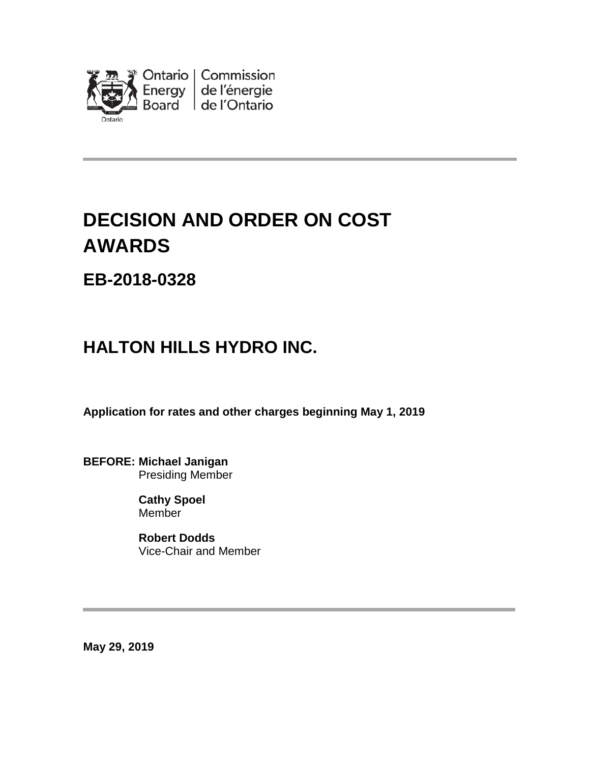Ontario Energy Board | Commission de l'énergie de l'Ontario

# DECISION AND ORDER ON COST AWARDS

## EB-2018-0328

## HALTON HILLS HYDRO INC.

**Application for rates and other charges beginning May 1, 2019**

**BEFORE: Michael Janigan**
Presiding Member

**Cathy Spoel**
Member

**Robert Dodds**
Vice-Chair and Member

**May 29, 2019**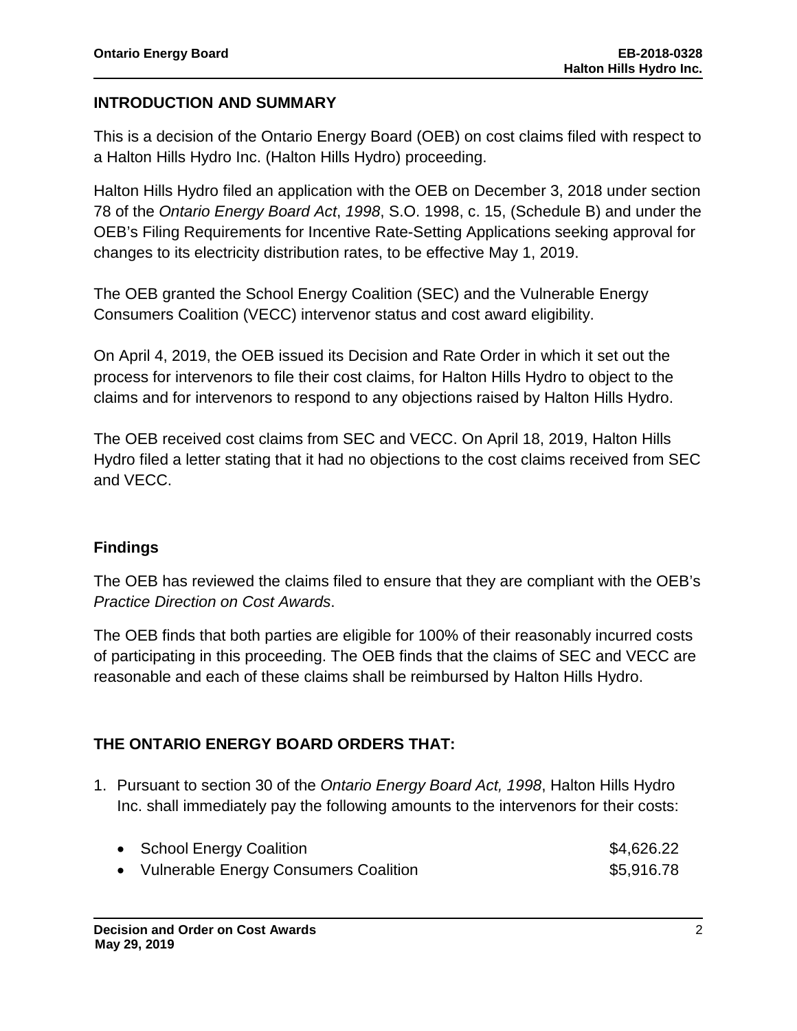## INTRODUCTION AND SUMMARY

This is a decision of the Ontario Energy Board (OEB) on cost claims filed with respect to a Halton Hills Hydro Inc. (Halton Hills Hydro) proceeding.

Halton Hills Hydro filed an application with the OEB on December 3, 2018 under section 78 of the *Ontario Energy Board Act*, *1998*, S.O. 1998, c. 15, (Schedule B) and under the OEB's Filing Requirements for Incentive Rate-Setting Applications seeking approval for changes to its electricity distribution rates, to be effective May 1, 2019.

The OEB granted the School Energy Coalition (SEC) and the Vulnerable Energy Consumers Coalition (VECC) intervenor status and cost award eligibility.

On April 4, 2019, the OEB issued its Decision and Rate Order in which it set out the process for intervenors to file their cost claims, for Halton Hills Hydro to object to the claims and for intervenors to respond to any objections raised by Halton Hills Hydro.

The OEB received cost claims from SEC and VECC. On April 18, 2019, Halton Hills Hydro filed a letter stating that it had no objections to the cost claims received from SEC and VECC.

### Findings

The OEB has reviewed the claims filed to ensure that they are compliant with the OEB's *Practice Direction on Cost Awards*.

The OEB finds that both parties are eligible for 100% of their reasonably incurred costs of participating in this proceeding. The OEB finds that the claims of SEC and VECC are reasonable and each of these claims shall be reimbursed by Halton Hills Hydro.

## THE ONTARIO ENERGY BOARD ORDERS THAT:

1. Pursuant to section 30 of the *Ontario Energy Board Act, 1998*, Halton Hills Hydro Inc. shall immediately pay the following amounts to the intervenors for their costs:

    - School Energy Coalition $4,626.22
    - Vulnerable Energy Consumers Coalition $5,916.78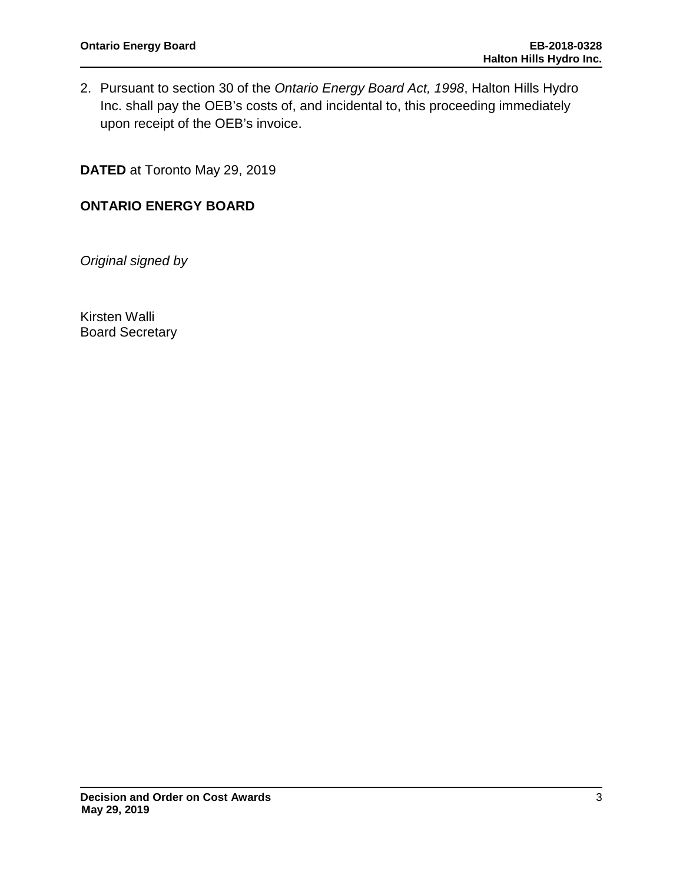2. Pursuant to section 30 of the *Ontario Energy Board Act, 1998*, Halton Hills Hydro Inc. shall pay the OEB's costs of, and incidental to, this proceeding immediately upon receipt of the OEB's invoice.

**DATED** at Toronto May 29, 2019

**ONTARIO ENERGY BOARD**

*Original signed by*

Kirsten Walli
Board Secretary